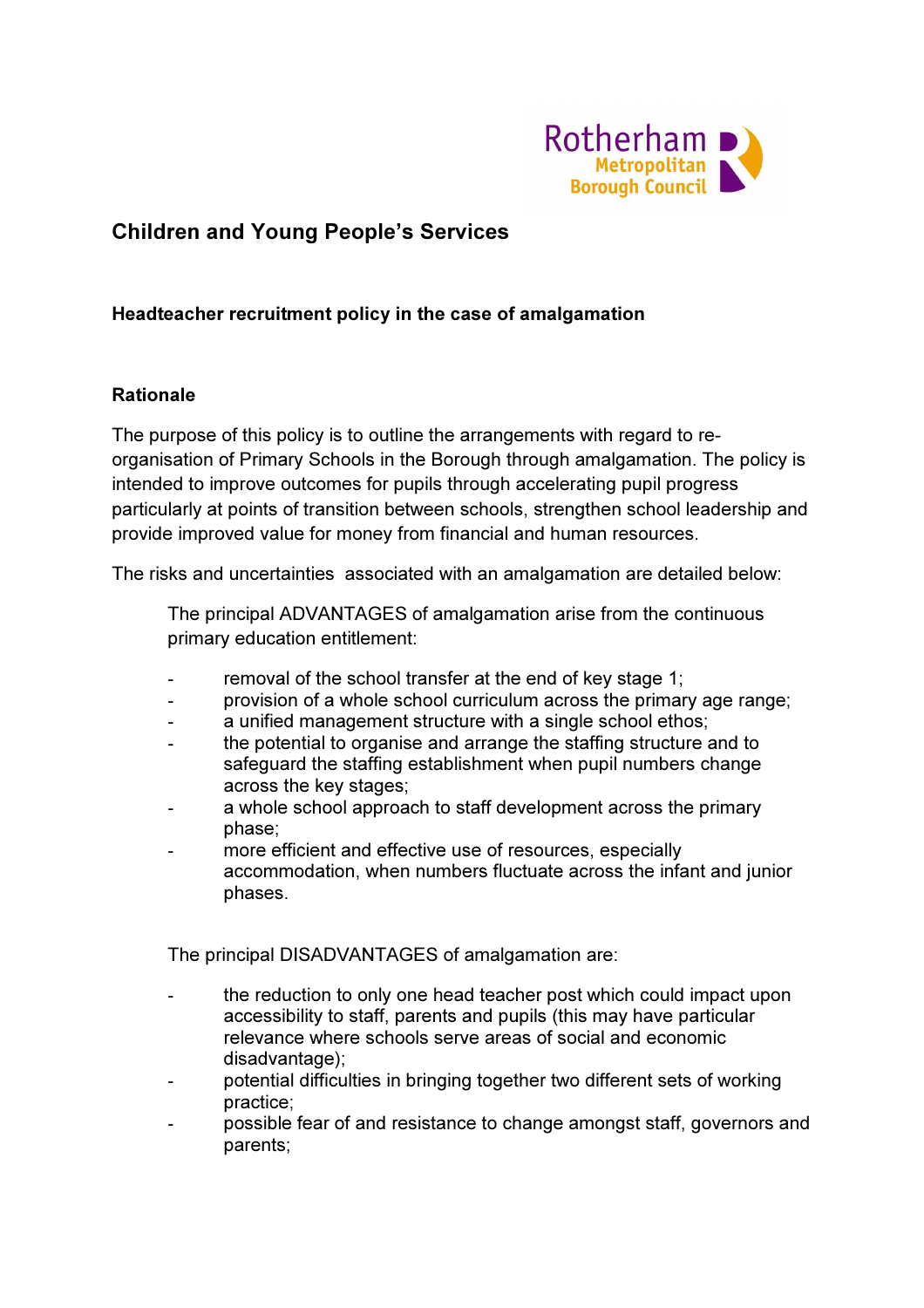Rotherham Metropolitan Borough Council

## Children and Young People's Services

### Headteacher recruitment policy in the case of amalgamation

### Rationale

The purpose of this policy is to outline the arrangements with regard to re-organisation of Primary Schools in the Borough through amalgamation. The policy is intended to improve outcomes for pupils through accelerating pupil progress particularly at points of transition between schools, strengthen school leadership and provide improved value for money from financial and human resources.

The risks and uncertainties associated with an amalgamation are detailed below:

The principal ADVANTAGES of amalgamation arise from the continuous primary education entitlement:

- removal of the school transfer at the end of key stage 1;
- provision of a whole school curriculum across the primary age range;
- a unified management structure with a single school ethos;
- the potential to organise and arrange the staffing structure and to safeguard the staffing establishment when pupil numbers change across the key stages;
- a whole school approach to staff development across the primary phase;
- more efficient and effective use of resources, especially accommodation, when numbers fluctuate across the infant and junior phases.

The principal DISADVANTAGES of amalgamation are:

- the reduction to only one head teacher post which could impact upon accessibility to staff, parents and pupils (this may have particular relevance where schools serve areas of social and economic disadvantage);
- potential difficulties in bringing together two different sets of working practice;
- possible fear of and resistance to change amongst staff, governors and parents;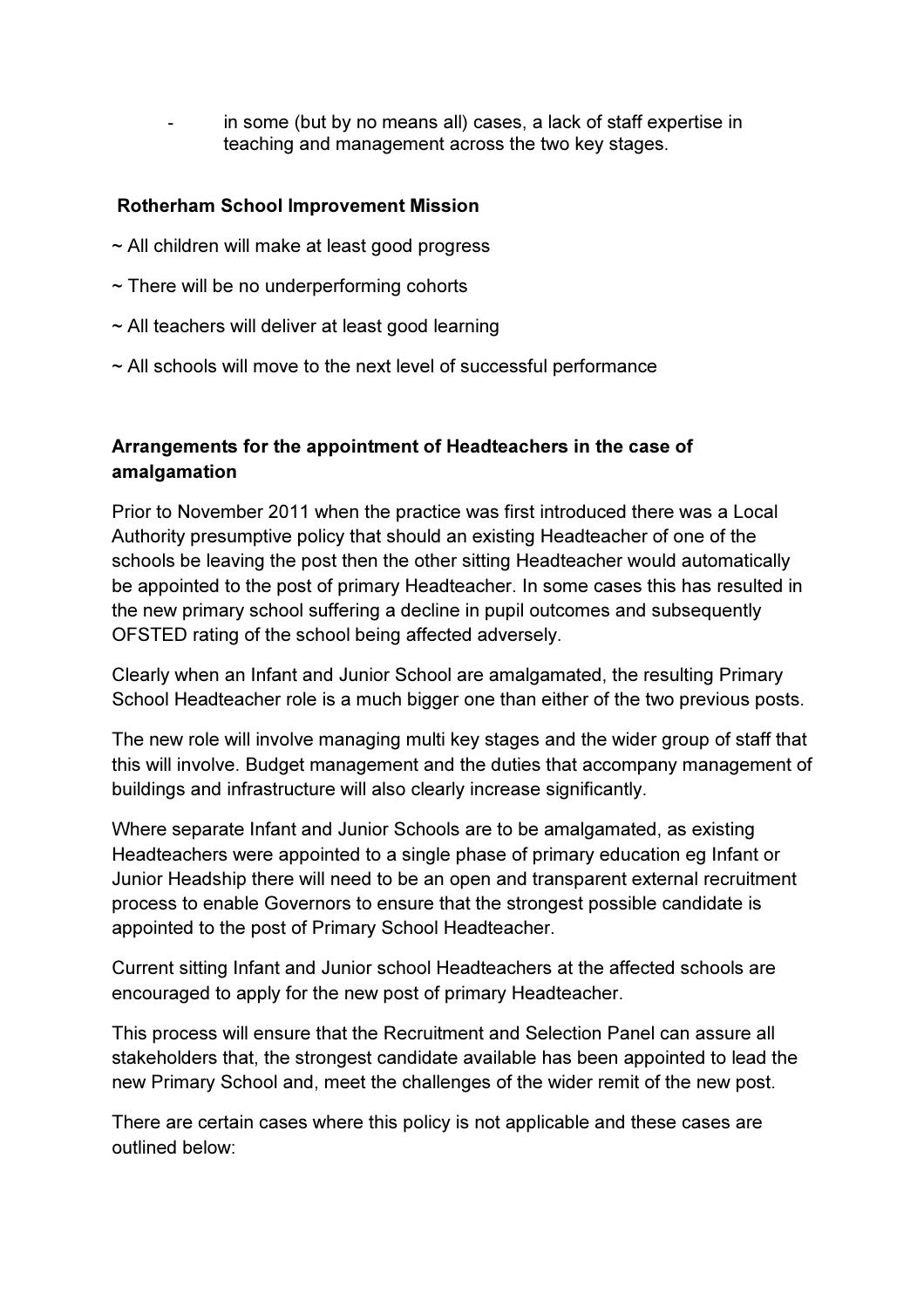- in some (but by no means all) cases, a lack of staff expertise in teaching and management across the two key stages.

**Rotherham School Improvement Mission**

~ All children will make at least good progress

~ There will be no underperforming cohorts

~ All teachers will deliver at least good learning

~ All schools will move to the next level of successful performance

**Arrangements for the appointment of Headteachers in the case of amalgamation**

Prior to November 2011 when the practice was first introduced there was a Local Authority presumptive policy that should an existing Headteacher of one of the schools be leaving the post then the other sitting Headteacher would automatically be appointed to the post of primary Headteacher. In some cases this has resulted in the new primary school suffering a decline in pupil outcomes and subsequently OFSTED rating of the school being affected adversely.

Clearly when an Infant and Junior School are amalgamated, the resulting Primary School Headteacher role is a much bigger one than either of the two previous posts.

The new role will involve managing multi key stages and the wider group of staff that this will involve. Budget management and the duties that accompany management of buildings and infrastructure will also clearly increase significantly.

Where separate Infant and Junior Schools are to be amalgamated, as existing Headteachers were appointed to a single phase of primary education eg Infant or Junior Headship there will need to be an open and transparent external recruitment process to enable Governors to ensure that the strongest possible candidate is appointed to the post of Primary School Headteacher.

Current sitting Infant and Junior school Headteachers at the affected schools are encouraged to apply for the new post of primary Headteacher.

This process will ensure that the Recruitment and Selection Panel can assure all stakeholders that, the strongest candidate available has been appointed to lead the new Primary School and, meet the challenges of the wider remit of the new post.

There are certain cases where this policy is not applicable and these cases are outlined below: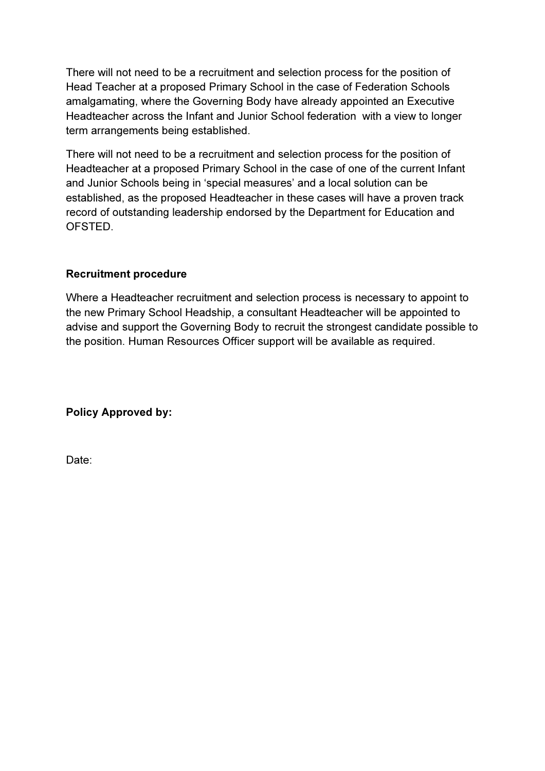There will not need to be a recruitment and selection process for the position of Head Teacher at a proposed Primary School in the case of Federation Schools amalgamating, where the Governing Body have already appointed an Executive Headteacher across the Infant and Junior School federation with a view to longer term arrangements being established.

There will not need to be a recruitment and selection process for the position of Headteacher at a proposed Primary School in the case of one of the current Infant and Junior Schools being in 'special measures' and a local solution can be established, as the proposed Headteacher in these cases will have a proven track record of outstanding leadership endorsed by the Department for Education and OFSTED.

**Recruitment procedure**

Where a Headteacher recruitment and selection process is necessary to appoint to the new Primary School Headship, a consultant Headteacher will be appointed to advise and support the Governing Body to recruit the strongest candidate possible to the position. Human Resources Officer support will be available as required.

**Policy Approved by:**

Date: